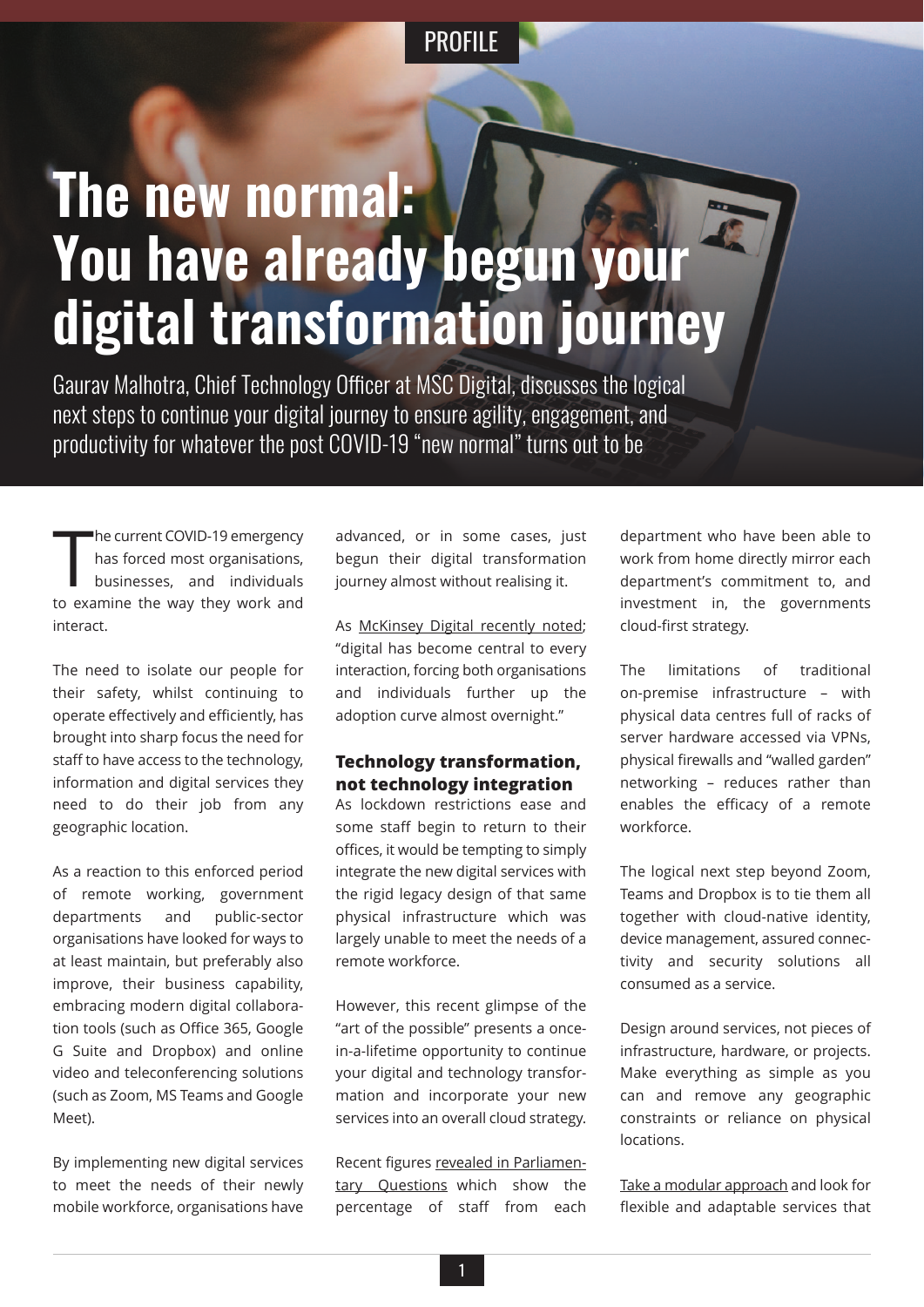PROFILE

# The new normal: You have already begun your digital transformation journey

Gaurav Malhotra, Chief Technology Officer at MSC Digital, discusses the logical next steps to continue your digital journey to ensure agility, engagement, and productivity for whatever the post COVID-19 "new normal" turns out to be

The current COVID-19 emergency has forced most organisations, businesses, and individuals to examine the way they work and interact.

The need to isolate our people for their safety, whilst continuing to operate effectively and efficiently, has brought into sharp focus the need for staff to have access to the technology, information and digital services they need to do their job from any geographic location.

As a reaction to this enforced period of remote working, government departments and public-sector organisations have looked for ways to at least maintain, but preferably also improve, their business capability, embracing modern digital collaboration tools (such as Office 365, Google G Suite and Dropbox) and online video and teleconferencing solutions (such as Zoom, MS Teams and Google Meet).

By implementing new digital services to meet the needs of their newly mobile workforce, organisations have advanced, or in some cases, just begun their digital transformation journey almost without realising it.

As McKinsey Digital recently noted; "digital has become central to every interaction, forcing both organisations and individuals further up the adoption curve almost overnight."

## Technology transformation, not technology integration

As lockdown restrictions ease and some staff begin to return to their offices, it would be tempting to simply integrate the new digital services with the rigid legacy design of that same physical infrastructure which was largely unable to meet the needs of a remote workforce.

However, this recent glimpse of the "art of the possible" presents a once-in-a-lifetime opportunity to continue your digital and technology transformation and incorporate your new services into an overall cloud strategy.

Recent figures revealed in Parliamentary Questions which show the percentage of staff from each department who have been able to work from home directly mirror each department's commitment to, and investment in, the governments cloud-first strategy.

The limitations of traditional on-premise infrastructure – with physical data centres full of racks of server hardware accessed via VPNs, physical firewalls and "walled garden" networking – reduces rather than enables the efficacy of a remote workforce.

The logical next step beyond Zoom, Teams and Dropbox is to tie them all together with cloud-native identity, device management, assured connectivity and security solutions all consumed as a service.

Design around services, not pieces of infrastructure, hardware, or projects. Make everything as simple as you can and remove any geographic constraints or reliance on physical locations.

Take a modular approach and look for flexible and adaptable services that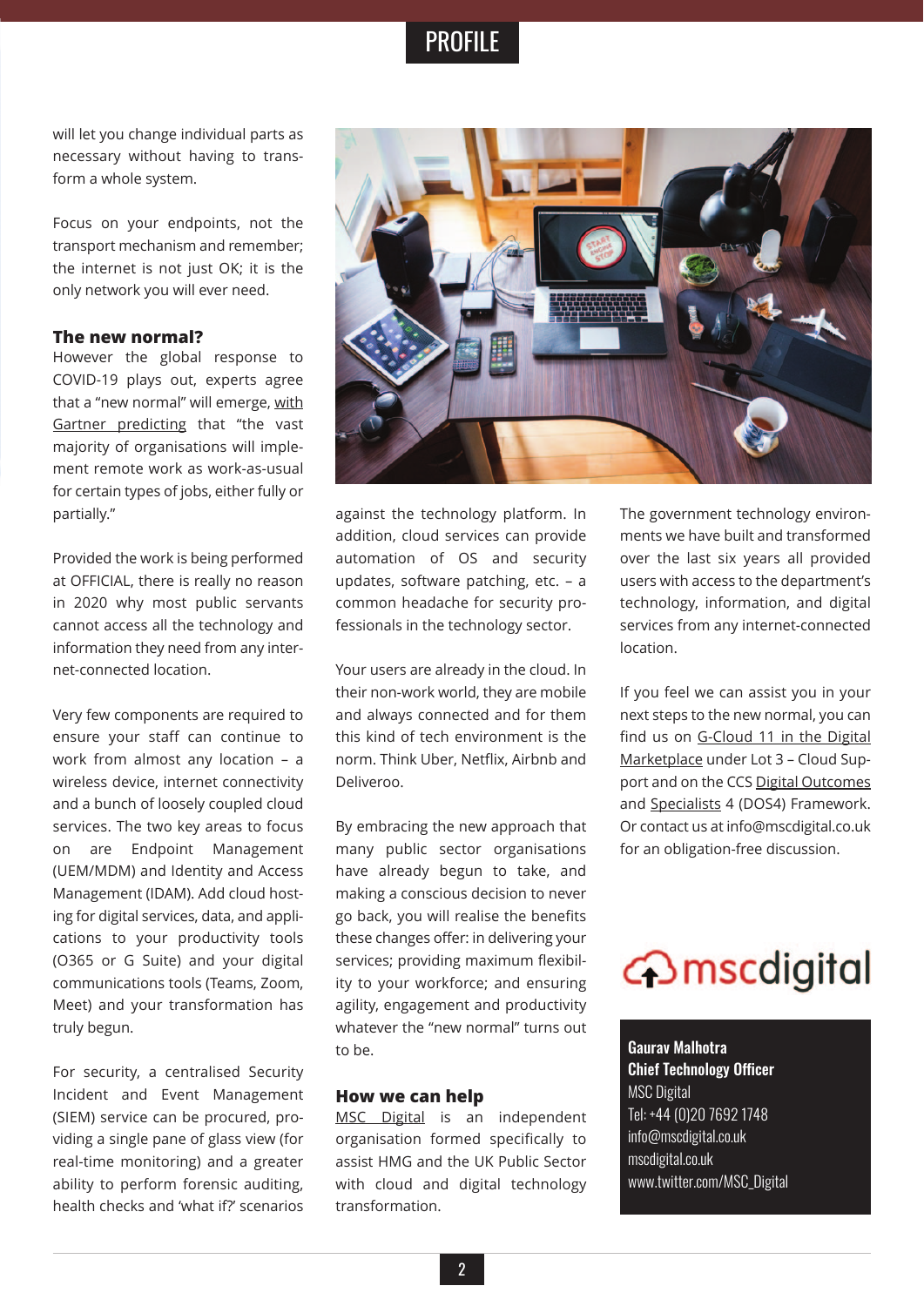will let you change individual parts as necessary without having to transform a whole system.

Focus on your endpoints, not the transport mechanism and remember; the internet is not just OK; it is the only network you will ever need.

## The new normal?

However the global response to COVID-19 plays out, experts agree that a "new normal" will emerge, with Gartner predicting that "the vast majority of organisations will implement remote work as work-as-usual for certain types of jobs, either fully or partially."

Provided the work is being performed at OFFICIAL, there is really no reason in 2020 why most public servants cannot access all the technology and information they need from any internet-connected location.

Very few components are required to ensure your staff can continue to work from almost any location – a wireless device, internet connectivity and a bunch of loosely coupled cloud services. The two key areas to focus on are Endpoint Management (UEM/MDM) and Identity and Access Management (IDAM). Add cloud hosting for digital services, data, and applications to your productivity tools (O365 or G Suite) and your digital communications tools (Teams, Zoom, Meet) and your transformation has truly begun.

For security, a centralised Security Incident and Event Management (SIEM) service can be procured, providing a single pane of glass view (for real-time monitoring) and a greater ability to perform forensic auditing, health checks and 'what if?' scenarios against the technology platform. In addition, cloud services can provide automation of OS and security updates, software patching, etc. – a common headache for security professionals in the technology sector.

Your users are already in the cloud. In their non-work world, they are mobile and always connected and for them this kind of tech environment is the norm. Think Uber, Netflix, Airbnb and Deliveroo.

By embracing the new approach that many public sector organisations have already begun to take, and making a conscious decision to never go back, you will realise the benefits these changes offer: in delivering your services; providing maximum flexibility to your workforce; and ensuring agility, engagement and productivity whatever the "new normal" turns out to be.

## How we can help

MSC Digital is an independent organisation formed specifically to assist HMG and the UK Public Sector with cloud and digital technology transformation.

The government technology environments we have built and transformed over the last six years all provided users with access to the department's technology, information, and digital services from any internet-connected location.

If you feel we can assist you in your next steps to the new normal, you can find us on G-Cloud 11 in the Digital Marketplace under Lot 3 – Cloud Support and on the CCS Digital Outcomes and Specialists 4 (DOS4) Framework. Or contact us at info@mscdigital.co.uk for an obligation-free discussion.

mscdigital

**Gaurav Malhotra**
**Chief Technology Officer**
MSC Digital
Tel: +44 (0)20 7692 1748
info@mscdigital.co.uk
mscdigital.co.uk
www.twitter.com/MSC_Digital